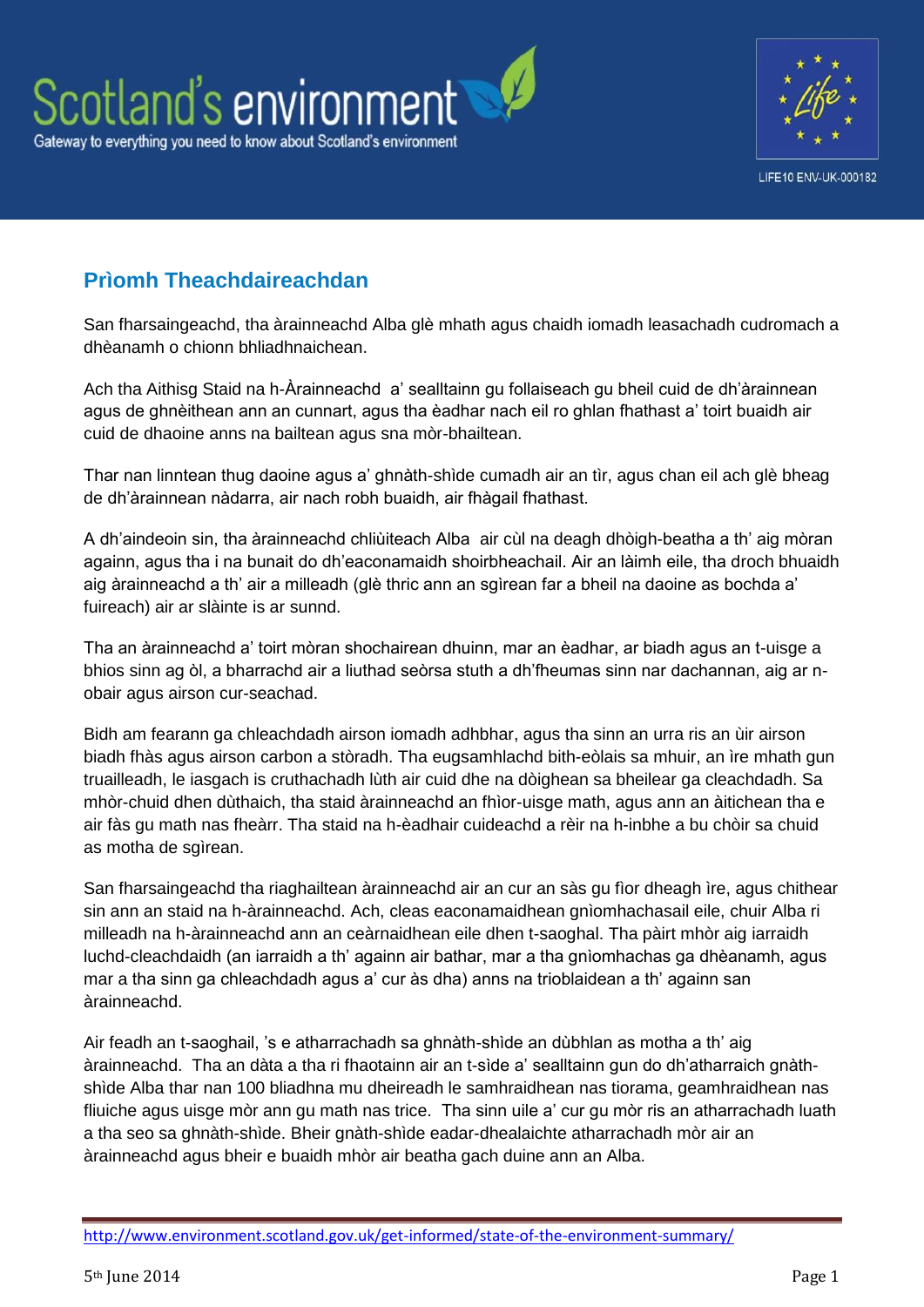## Prìomh Theachdaireachdan

San fharsaingeachd, tha àrainneachd Alba glè mhath agus chaidh iomadh leasachadh cudromach a dhèanamh o chionn bhliadhnaichean.

Ach tha Aithisg Staid na h-Àrainneachd a' sealltainn gu follaiseach gu bheil cuid de dh'àrainnean agus de ghnèithean ann an cunnart, agus tha èadhar nach eil ro ghlan fhathast a' toirt buaidh air cuid de dhaoine anns na bailtean agus sna mòr-bhailtean.

Thar nan linntean thug daoine agus a' ghnàth-shìde cumadh air an tìr, agus chan eil ach glè bheag de dh'àrainnean nàdarra, air nach robh buaidh, air fhàgail fhathast.

A dh'aindeoin sin, tha àrainneachd chliùiteach Alba air cùl na deagh dhòigh-beatha a th' aig mòran againn, agus tha i na bunait do dh'eaconamaidh shoirbheachail. Air an làimh eile, tha droch bhuaidh aig àrainneachd a th' air a milleadh (glè thric ann an sgìrean far a bheil na daoine as bochda a' fuireach) air ar slàinte is ar sunnd.

Tha an àrainneachd a' toirt mòran shochairean dhuinn, mar an èadhar, ar biadh agus an t-uisge a bhios sinn ag òl, a bharrachd air a liuthad seòrsa stuth a dh'fheumas sinn nar dachannan, aig ar n-obair agus airson cur-seachad.

Bidh am fearann ga chleachdadh airson iomadh adhbhar, agus tha sinn an urra ris an ùir airson biadh fhàs agus airson carbon a stòradh. Tha eugsamhlachd bith-eòlais sa mhuir, an ìre mhath gun truailleadh, le iasgach is cruthachadh lùth air cuid dhe na dòighean sa bheilear ga cleachdadh. Sa mhòr-chuid dhen dùthaich, tha staid àrainneachd an fhìor-uisge math, agus ann an àitichean tha e air fàs gu math nas fheàrr. Tha staid na h-èadhair cuideachd a rèir na h-inbhe a bu chòir sa chuid as motha de sgìrean.

San fharsaingeachd tha riaghailtean àrainneachd air an cur an sàs gu fìor dheagh ìre, agus chithear sin ann an staid na h-àrainneachd. Ach, cleas eaconamaidhean gnìomhachasail eile, chuir Alba ri milleadh na h-àrainneachd ann an ceàrnaidhean eile dhen t-saoghal. Tha pàirt mhòr aig iarraidh luchd-cleachdaidh (an iarraidh a th' againn air bathar, mar a tha gnìomhachas ga dhèanamh, agus mar a tha sinn ga chleachdadh agus a' cur às dha) anns na trioblaidean a th' againn san àrainneachd.

Air feadh an t-saoghail, 's e atharrachadh sa ghnàth-shìde an dùbhlan as motha a th' aig àrainneachd. Tha an dàta a tha ri fhaotainn air an t-sìde a' sealltainn gun do dh'atharraich gnàth-shìde Alba thar nan 100 bliadhna mu dheireadh le samhraidhean nas tiorama, geamhraidhean nas fliuiche agus uisge mòr ann gu math nas trice. Tha sinn uile a' cur gu mòr ris an atharrachadh luath a tha seo sa ghnàth-shìde. Bheir gnàth-shìde eadar-dhealaichte atharrachadh mòr air an àrainneachd agus bheir e buaidh mhòr air beatha gach duine ann an Alba.

http://www.environment.scotland.gov.uk/get-informed/state-of-the-environment-summary/

5th June 2014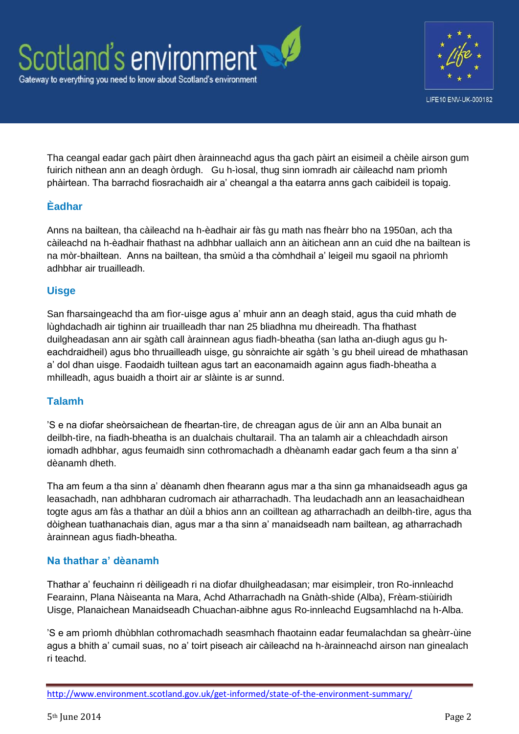Tha ceangal eadar gach pàirt dhen àrainneachd agus tha gach pàirt an eisimeil a chèile airson gum fuirich nithean ann an deagh òrdugh. Gu h-ìosal, thug sinn iomradh air càileachd nam prìomh phàirtean. Tha barrachd fiosrachaidh air a' cheangal a tha eatarra anns gach caibideil is topaig.

## Èadhar

Anns na bailtean, tha càileachd na h-èadhair air fàs gu math nas fheàrr bho na 1950an, ach tha càileachd na h-èadhair fhathast na adhbhar uallaich ann an àitichean ann an cuid dhe na bailtean is na mòr-bhailtean. Anns na bailtean, tha smùid a tha còmhdhail a' leigeil mu sgaoil na phrìomh adhbhar air truailleadh.

## Uisge

San fharsaingeachd tha am fìor-uisge agus a' mhuir ann an deagh staid, agus tha cuid mhath de lùghdachadh air tighinn air truailleadh thar nan 25 bliadhna mu dheireadh. Tha fhathast duilgheadasan ann air sgàth call àrainnean agus fiadh-bheatha (san latha an-diugh agus gu h-eachdraidheil) agus bho thruailleadh uisge, gu sònraichte air sgàth 's gu bheil uiread de mhathasan a' dol dhan uisge. Faodaidh tuiltean agus tart an eaconamaidh againn agus fiadh-bheatha a mhilleadh, agus buaidh a thoirt air ar slàinte is ar sunnd.

## Talamh

'S e na diofar sheòrsaichean de fheartan-tìre, de chreagan agus de ùir ann an Alba bunait an deilbh-tìre, na fiadh-bheatha is an dualchais chultarail. Tha an talamh air a chleachdadh airson iomadh adhbhar, agus feumaidh sinn cothromachadh a dhèanamh eadar gach feum a tha sinn a' dèanamh dheth.

Tha am feum a tha sinn a' dèanamh dhen fhearann agus mar a tha sinn ga mhanaidseadh agus ga leasachadh, nan adhbharan cudromach air atharrachadh. Tha leudachadh ann an leasachaidhean togte agus am fàs a thathar an dùil a bhios ann an coilltean ag atharrachadh an deilbh-tìre, agus tha dòighean tuathanachais dian, agus mar a tha sinn a' manaidseadh nam bailtean, ag atharrachadh àrainnean agus fiadh-bheatha.

## Na thathar a' dèanamh

Thathar a' feuchainn ri dèiligeadh ri na diofar dhuilgheadasan; mar eisimpleir, tron Ro-innleachd Fearainn, Plana Nàiseanta na Mara, Achd Atharrachadh na Gnàth-shìde (Alba), Frèam-stiùiridh Uisge, Planaichean Manaidseadh Chuachan-aibhne agus Ro-innleachd Eugsamhlachd na h-Alba.

'S e am prìomh dhùbhlan cothromachadh seasmhach fhaotainn eadar feumalachdan sa ghearr-ùine agus a bhith a' cumail suas, no a' toirt piseach air càileachd na h-àrainneachd airson nan ginealach ri teachd.

http://www.environment.scotland.gov.uk/get-informed/state-of-the-environment-summary/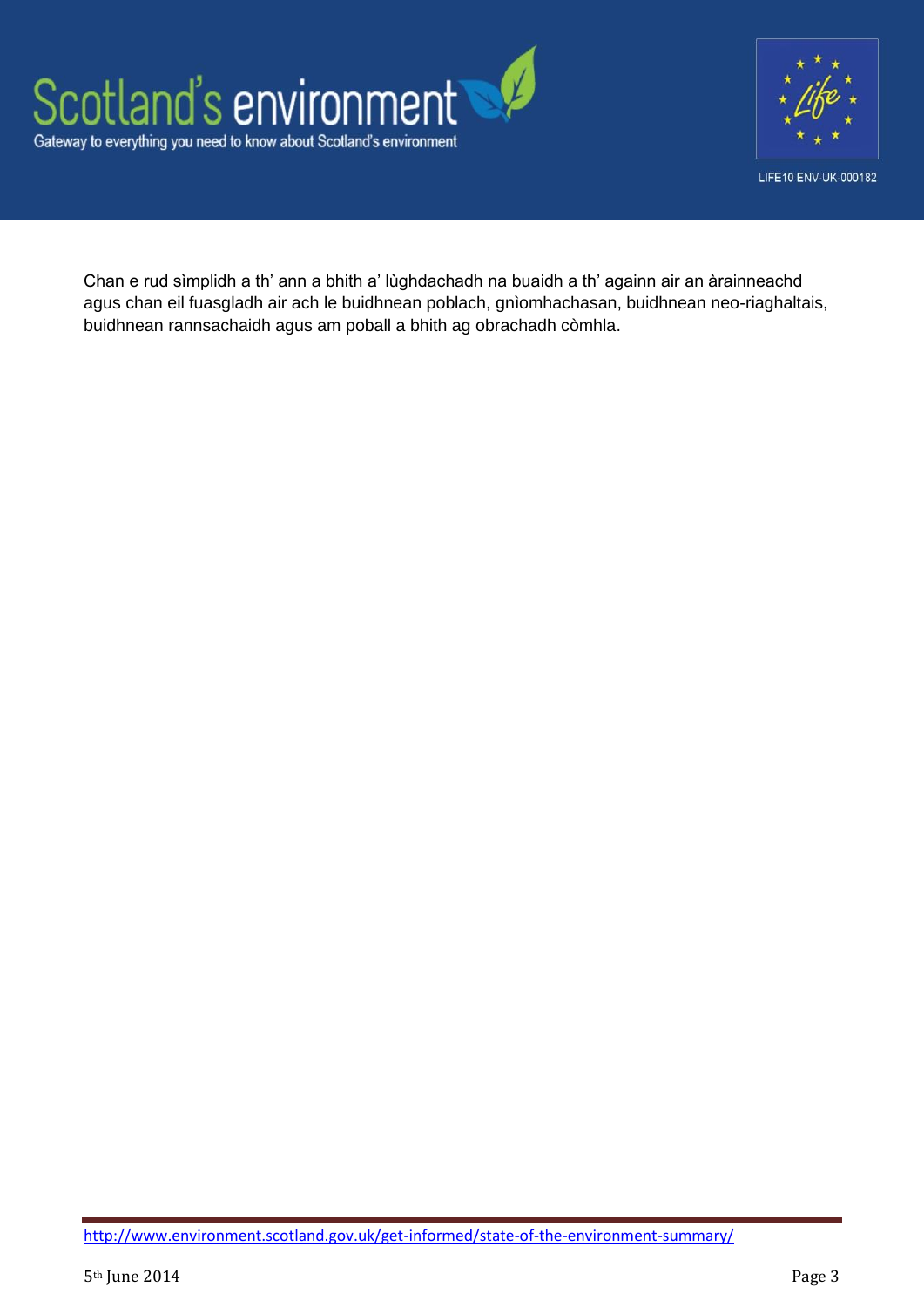Chan e rud sìmplidh a th' ann a bhith a' lùghdachadh na buaidh a th' againn air an àrainneachd agus chan eil fuasgladh air ach le buidhnean poblach, gnìomhachasan, buidhnean neo-riaghaltais, buidhnean rannsachaidh agus am poball a bhith ag obrachadh còmhla.